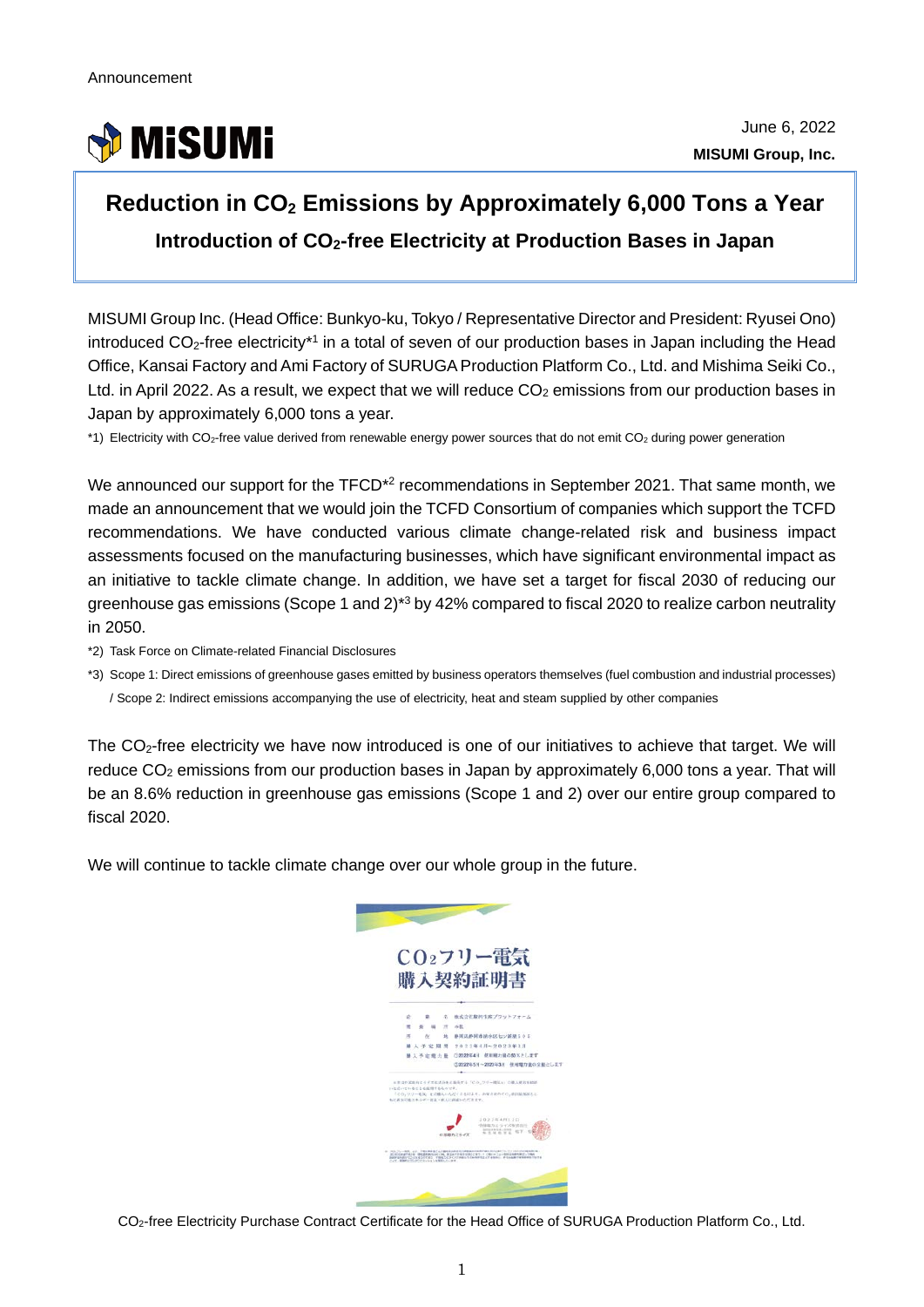Announcement

MiSUMi

June 6, 2022

**MISUMI Group, Inc.**

# Reduction in $CO_2$ Emissions by Approximately 6,000 Tons a Year

## Introduction of $CO_2$-free Electricity at Production Bases in Japan

MISUMI Group Inc. (Head Office: Bunkyo-ku, Tokyo / Representative Director and President: Ryusei Ono) introduced $CO_2$-free electricity*1 in a total of seven of our production bases in Japan including the Head Office, Kansai Factory and Ami Factory of SURUGA Production Platform Co., Ltd. and Mishima Seiki Co., Ltd. in April 2022. As a result, we expect that we will reduce $CO_2$ emissions from our production bases in Japan by approximately 6,000 tons a year.

*1) Electricity with $CO_2$-free value derived from renewable energy power sources that do not emit $CO_2$ during power generation

We announced our support for the TFCD*2 recommendations in September 2021. That same month, we made an announcement that we would join the TCFD Consortium of companies which support the TCFD recommendations. We have conducted various climate change-related risk and business impact assessments focused on the manufacturing businesses, which have significant environmental impact as an initiative to tackle climate change. In addition, we have set a target for fiscal 2030 of reducing our greenhouse gas emissions (Scope 1 and 2)*3 by 42% compared to fiscal 2020 to realize carbon neutrality in 2050.

*2) Task Force on Climate-related Financial Disclosures

*3) Scope 1: Direct emissions of greenhouse gases emitted by business operators themselves (fuel combustion and industrial processes) / Scope 2: Indirect emissions accompanying the use of electricity, heat and steam supplied by other companies

The $CO_2$-free electricity we have now introduced is one of our initiatives to achieve that target. We will reduce $CO_2$ emissions from our production bases in Japan by approximately 6,000 tons a year. That will be an 8.6% reduction in greenhouse gas emissions (Scope 1 and 2) over our entire group compared to fiscal 2020.

We will continue to tackle climate change over our whole group in the future.

$CO_2$-free Electricity Purchase Contract Certificate for the Head Office of SURUGA Production Platform Co., Ltd.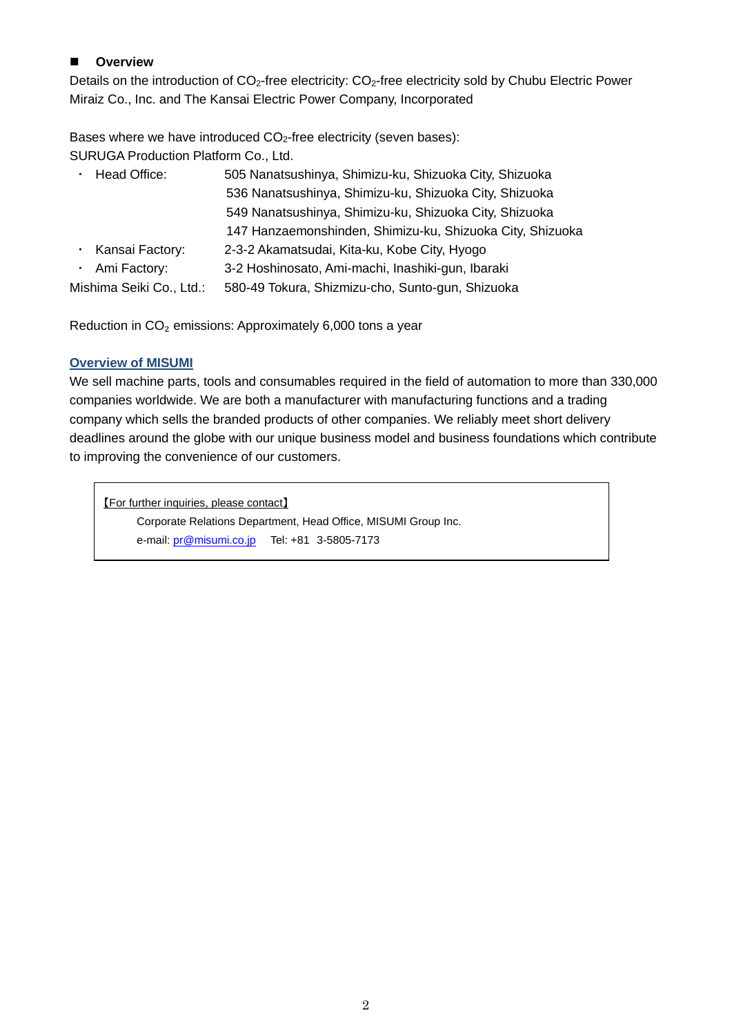## ■ Overview

Details on the introduction of $CO_2$-free electricity: $CO_2$-free electricity sold by Chubu Electric Power Miraiz Co., Inc. and The Kansai Electric Power Company, Incorporated

Bases where we have introduced $CO_2$-free electricity (seven bases):
SURUGA Production Platform Co., Ltd.

- Head Office: 505 Nanatsushinya, Shimizu-ku, Shizuoka City, Shizuoka
  536 Nanatsushinya, Shimizu-ku, Shizuoka City, Shizuoka
  549 Nanatsushinya, Shimizu-ku, Shizuoka City, Shizuoka
  147 Hanzaemonshinden, Shimizu-ku, Shizuoka City, Shizuoka
- Kansai Factory: 2-3-2 Akamatsudai, Kita-ku, Kobe City, Hyogo
- Ami Factory: 3-2 Hoshinosato, Ami-machi, Inashiki-gun, Ibaraki

Mishima Seiki Co., Ltd.: 580-49 Tokura, Shizmizu-cho, Sunto-gun, Shizuoka

Reduction in $CO_2$ emissions: Approximately 6,000 tons a year

**Overview of MISUMI**

We sell machine parts, tools and consumables required in the field of automation to more than 330,000 companies worldwide. We are both a manufacturer with manufacturing functions and a trading company which sells the branded products of other companies. We reliably meet short delivery deadlines around the globe with our unique business model and business foundations which contribute to improving the convenience of our customers.

【For further inquiries, please contact】
Corporate Relations Department, Head Office, MISUMI Group Inc.
e-mail: pr@misumi.co.jp Tel: +81 3-5805-7173